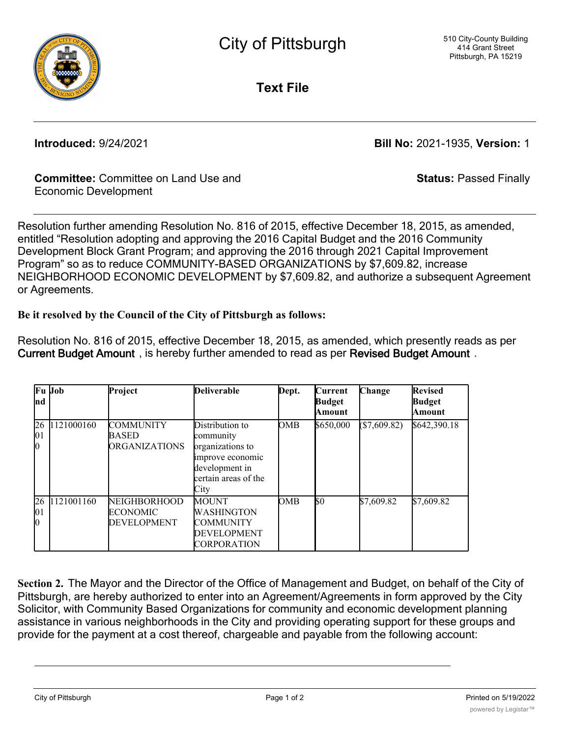# City of Pittsburgh

510 City-County Building
414 Grant Street
Pittsburgh, PA 15219

## Text File

**Introduced:** 9/24/2021

**Bill No:** 2021-1935, **Version:** 1

**Committee:** Committee on Land Use and Economic Development

**Status:** Passed Finally

Resolution further amending Resolution No. 816 of 2015, effective December 18, 2015, as amended, entitled "Resolution adopting and approving the 2016 Capital Budget and the 2016 Community Development Block Grant Program; and approving the 2016 through 2021 Capital Improvement Program" so as to reduce COMMUNITY-BASED ORGANIZATIONS by $7,609.82, increase NEIGHBORHOOD ECONOMIC DEVELOPMENT by $7,609.82, and authorize a subsequent Agreement or Agreements.

**Be it resolved by the Council of the City of Pittsburgh as follows:**

Resolution No. 816 of 2015, effective December 18, 2015, as amended, which presently reads as per Current Budget Amount, is hereby further amended to read as per Revised Budget Amount.

| Fund | Job | Project | Deliverable | Dept. | Current Budget Amount | Change | Revised Budget Amount |
|---|---|---|---|---|---|---|---|
| 26010 | 1121000160 | COMMUNITY BASED ORGANIZATIONS | Distribution to community organizations to improve economic development in certain areas of the City | OMB | $650,000 | ($7,609.82) | $642,390.18 |
| 26010 | 1121001160 | NEIGHBORHOOD ECONOMIC DEVELOPMENT | MOUNT WASHINGTON COMMUNITY DEVELOPMENT CORPORATION | OMB | $0 | $7,609.82 | $7,609.82 |

**Section 2.** The Mayor and the Director of the Office of Management and Budget, on behalf of the City of Pittsburgh, are hereby authorized to enter into an Agreement/Agreements in form approved by the City Solicitor, with Community Based Organizations for community and economic development planning assistance in various neighborhoods in the City and providing operating support for these groups and provide for the payment at a cost thereof, chargeable and payable from the following account: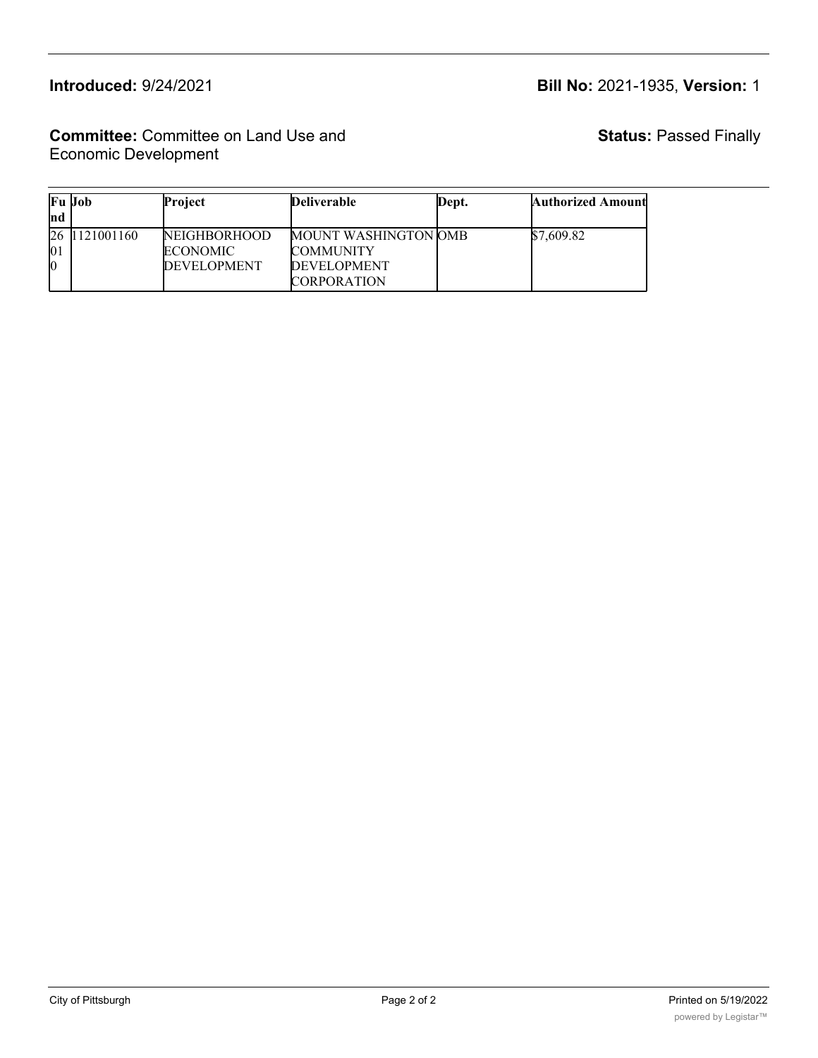**Introduced:** 9/24/2021

**Bill No:** 2021-1935, **Version:** 1

**Committee:** Committee on Land Use and Economic Development

**Status:** Passed Finally

| Fund | Job | Project | Deliverable | Dept. | Authorized Amount |
|---|---|---|---|---|---|
| 26010 | 1121001160 | NEIGHBORHOOD ECONOMIC DEVELOPMENT | MOUNT WASHINGTON COMMUNITY DEVELOPMENT CORPORATION | OMB | $7,609.82 |